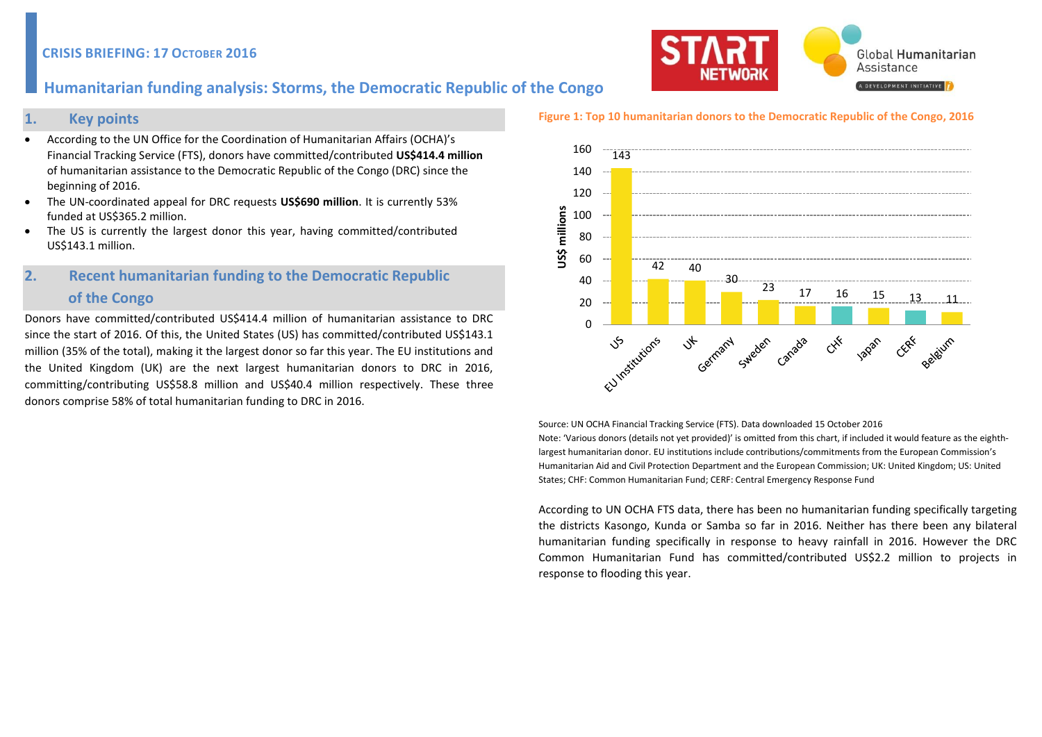CRISIS BRIEFING: 17 OCTOBER 2016

# Humanitarian funding analysis: Storms, the Democratic Republic of the Congo

## 1. Key points

- According to the UN Office for the Coordination of Humanitarian Affairs (OCHA)'s Financial Tracking Service (FTS), donors have committed/contributed **US$414.4 million** of humanitarian assistance to the Democratic Republic of the Congo (DRC) since the beginning of 2016.
- The UN-coordinated appeal for DRC requests **US$690 million**. It is currently 53% funded at US$365.2 million.
- The US is currently the largest donor this year, having committed/contributed US$143.1 million.

## 2. Recent humanitarian funding to the Democratic Republic of the Congo

Donors have committed/contributed US$414.4 million of humanitarian assistance to DRC since the start of 2016. Of this, the United States (US) has committed/contributed US$143.1 million (35% of the total), making it the largest donor so far this year. The EU institutions and the United Kingdom (UK) are the next largest humanitarian donors to DRC in 2016, committing/contributing US$58.8 million and US$40.4 million respectively. These three donors comprise 58% of total humanitarian funding to DRC in 2016.

**Figure 1: Top 10 humanitarian donors to the Democratic Republic of the Congo, 2016**

| Donor | US$ millions |
|---|---|
| US | 143 |
| EU Institutions | 42 |
| UK | 40 |
| Germany | 30 |
| Sweden | 23 |
| Canada | 17 |
| CHF | 16 |
| Japan | 15 |
| CERF | 13 |
| Belgium | 11 |

Source: UN OCHA Financial Tracking Service (FTS). Data downloaded 15 October 2016

Note: 'Various donors (details not yet provided)' is omitted from this chart, if included it would feature as the eighth-largest humanitarian donor. EU institutions include contributions/commitments from the European Commission's Humanitarian Aid and Civil Protection Department and the European Commission; UK: United Kingdom; US: United States; CHF: Common Humanitarian Fund; CERF: Central Emergency Response Fund

According to UN OCHA FTS data, there has been no humanitarian funding specifically targeting the districts Kasongo, Kunda or Samba so far in 2016. Neither has there been any bilateral humanitarian funding specifically in response to heavy rainfall in 2016. However the DRC Common Humanitarian Fund has committed/contributed US$2.2 million to projects in response to flooding this year.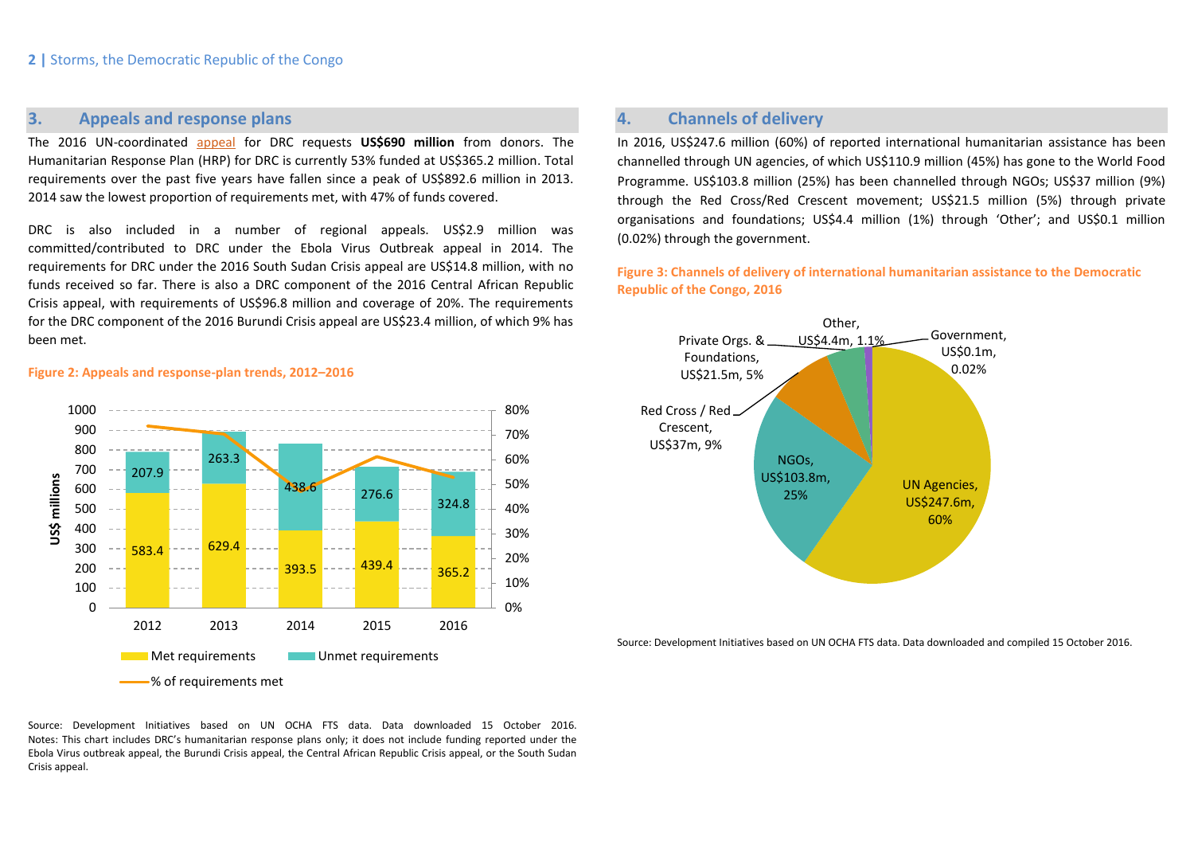## 3. Appeals and response plans

The 2016 UN-coordinated appeal for DRC requests **US$690 million** from donors. The Humanitarian Response Plan (HRP) for DRC is currently 53% funded at US$365.2 million. Total requirements over the past five years have fallen since a peak of US$892.6 million in 2013. 2014 saw the lowest proportion of requirements met, with 47% of funds covered.

DRC is also included in a number of regional appeals. US$2.9 million was committed/contributed to DRC under the Ebola Virus Outbreak appeal in 2014. The requirements for DRC under the 2016 South Sudan Crisis appeal are US$14.8 million, with no funds received so far. There is also a DRC component of the 2016 Central African Republic Crisis appeal, with requirements of US$96.8 million and coverage of 20%. The requirements for the DRC component of the 2016 Burundi Crisis appeal are US$23.4 million, of which 9% has been met.

**Figure 2: Appeals and response-plan trends, 2012–2016**

| US$ millions | 2012 | 2013 | 2014 | 2015 | 2016 |
|---|---|---|---|---|---|
| Met requirements | 583.4 | 629.4 | 393.5 | 439.4 | 365.2 |
| Unmet requirements | 207.9 | 263.3 | 438.6 | 276.6 | 324.8 |

Legend: Met requirements; Unmet requirements; % of requirements met

Source: Development Initiatives based on UN OCHA FTS data. Data downloaded 15 October 2016. Notes: This chart includes DRC's humanitarian response plans only; it does not include funding reported under the Ebola Virus outbreak appeal, the Burundi Crisis appeal, the Central African Republic Crisis appeal, or the South Sudan Crisis appeal.

## 4. Channels of delivery

In 2016, US$247.6 million (60%) of reported international humanitarian assistance has been channelled through UN agencies, of which US$110.9 million (45%) has gone to the World Food Programme. US$103.8 million (25%) has been channelled through NGOs; US$37 million (9%) through the Red Cross/Red Crescent movement; US$21.5 million (5%) through private organisations and foundations; US$4.4 million (1%) through 'Other'; and US$0.1 million (0.02%) through the government.

**Figure 3: Channels of delivery of international humanitarian assistance to the Democratic Republic of the Congo, 2016**

| Channel | Amount | Share |
|---|---|---|
| UN Agencies | US$247.6m | 60% |
| NGOs | US$103.8m | 25% |
| Red Cross / Red Crescent | US$37m | 9% |
| Private Orgs. & Foundations | US$21.5m | 5% |
| Other | US$4.4m | 1.1% |
| Government | US$0.1m | 0.02% |

Source: Development Initiatives based on UN OCHA FTS data. Data downloaded and compiled 15 October 2016.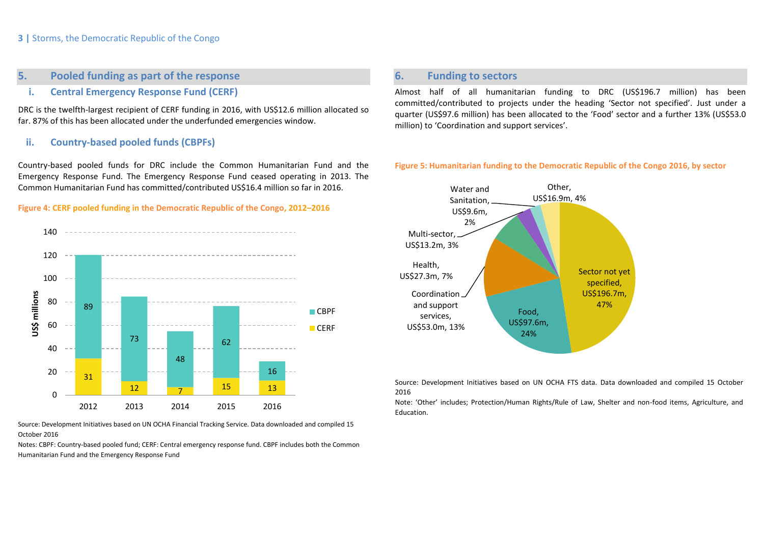## 5. Pooled funding as part of the response

### i. Central Emergency Response Fund (CERF)

DRC is the twelfth-largest recipient of CERF funding in 2016, with US$12.6 million allocated so far. 87% of this has been allocated under the underfunded emergencies window.

### ii. Country-based pooled funds (CBPFs)

Country-based pooled funds for DRC include the Common Humanitarian Fund and the Emergency Response Fund. The Emergency Response Fund ceased operating in 2013. The Common Humanitarian Fund has committed/contributed US$16.4 million so far in 2016.

**Figure 4: CERF pooled funding in the Democratic Republic of the Congo, 2012–2016**

| Year | CERF (US$ millions) | CBPF (US$ millions) |
|---|---|---|
| 2012 | 31 | 89 |
| 2013 | 12 | 73 |
| 2014 | 7 | 48 |
| 2015 | 15 | 62 |
| 2016 | 13 | 16 |

Source: Development Initiatives based on UN OCHA Financial Tracking Service. Data downloaded and compiled 15 October 2016

Notes: CBPF: Country-based pooled fund; CERF: Central emergency response fund. CBPF includes both the Common Humanitarian Fund and the Emergency Response Fund

## 6. Funding to sectors

Almost half of all humanitarian funding to DRC (US$196.7 million) has been committed/contributed to projects under the heading 'Sector not specified'. Just under a quarter (US$97.6 million) has been allocated to the 'Food' sector and a further 13% (US$53.0 million) to 'Coordination and support services'.

**Figure 5: Humanitarian funding to the Democratic Republic of the Congo 2016, by sector**

| Sector | Funding | Share |
|---|---|---|
| Sector not yet specified | US$196.7m | 47% |
| Food | US$97.6m | 24% |
| Coordination and support services | US$53.0m | 13% |
| Health | US$27.3m | 7% |
| Multi-sector | US$13.2m | 3% |
| Water and Sanitation | US$9.6m | 2% |
| Other | US$16.9m | 4% |

Source: Development Initiatives based on UN OCHA FTS data. Data downloaded and compiled 15 October 2016

Note: 'Other' includes; Protection/Human Rights/Rule of Law, Shelter and non-food items, Agriculture, and Education.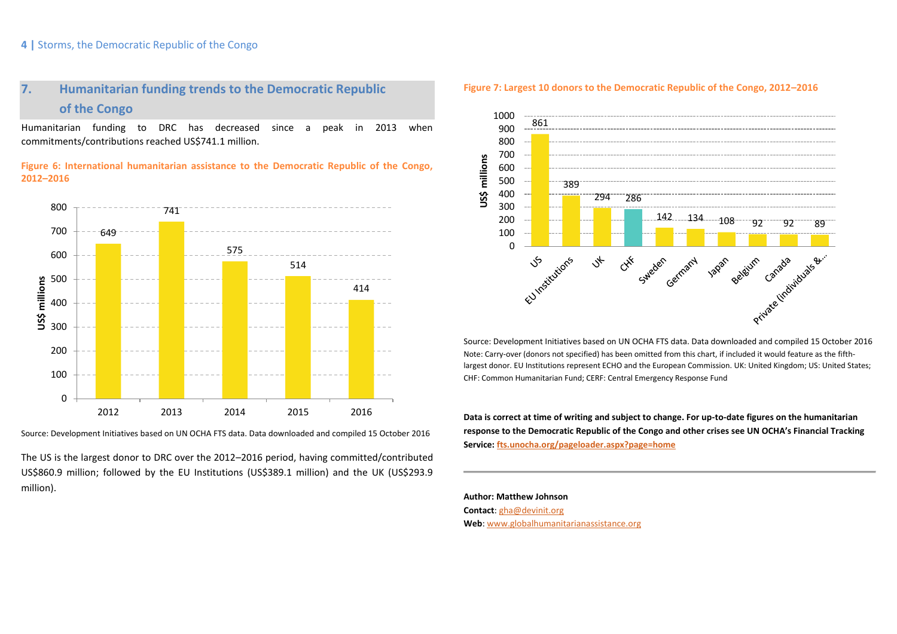## 7. Humanitarian funding trends to the Democratic Republic of the Congo

Humanitarian funding to DRC has decreased since a peak in 2013 when commitments/contributions reached US$741.1 million.

**Figure 6: International humanitarian assistance to the Democratic Republic of the Congo, 2012–2016**

US$ millions
800
700
600
500
400
300
200
100
0

649
741
575
514
414

2012
2013
2014
2015
2016

Source: Development Initiatives based on UN OCHA FTS data. Data downloaded and compiled 15 October 2016

The US is the largest donor to DRC over the 2012–2016 period, having committed/contributed US$860.9 million; followed by the EU Institutions (US$389.1 million) and the UK (US$293.9 million).

**Figure 7: Largest 10 donors to the Democratic Republic of the Congo, 2012–2016**

US$ millions
1000
900
800
700
600
500
400
300
200
100
0

861
389
294
286
142
134
108
92
92
89

US
EU Institutions
UK
CHF
Sweden
Germany
Japan
Belgium
Canada
Private (individuals &...

Source: Development Initiatives based on UN OCHA FTS data. Data downloaded and compiled 15 October 2016
Note: Carry-over (donors not specified) has been omitted from this chart, if included it would feature as the fifth-largest donor. EU Institutions represent ECHO and the European Commission. UK: United Kingdom; US: United States; CHF: Common Humanitarian Fund; CERF: Central Emergency Response Fund

**Data is correct at time of writing and subject to change. For up-to-date figures on the humanitarian response to the Democratic Republic of the Congo and other crises see UN OCHA's Financial Tracking Service: fts.unocha.org/pageloader.aspx?page=home**

---

**Author: Matthew Johnson**
**Contact**: gha@devinit.org
**Web**: www.globalhumanitarianassistance.org